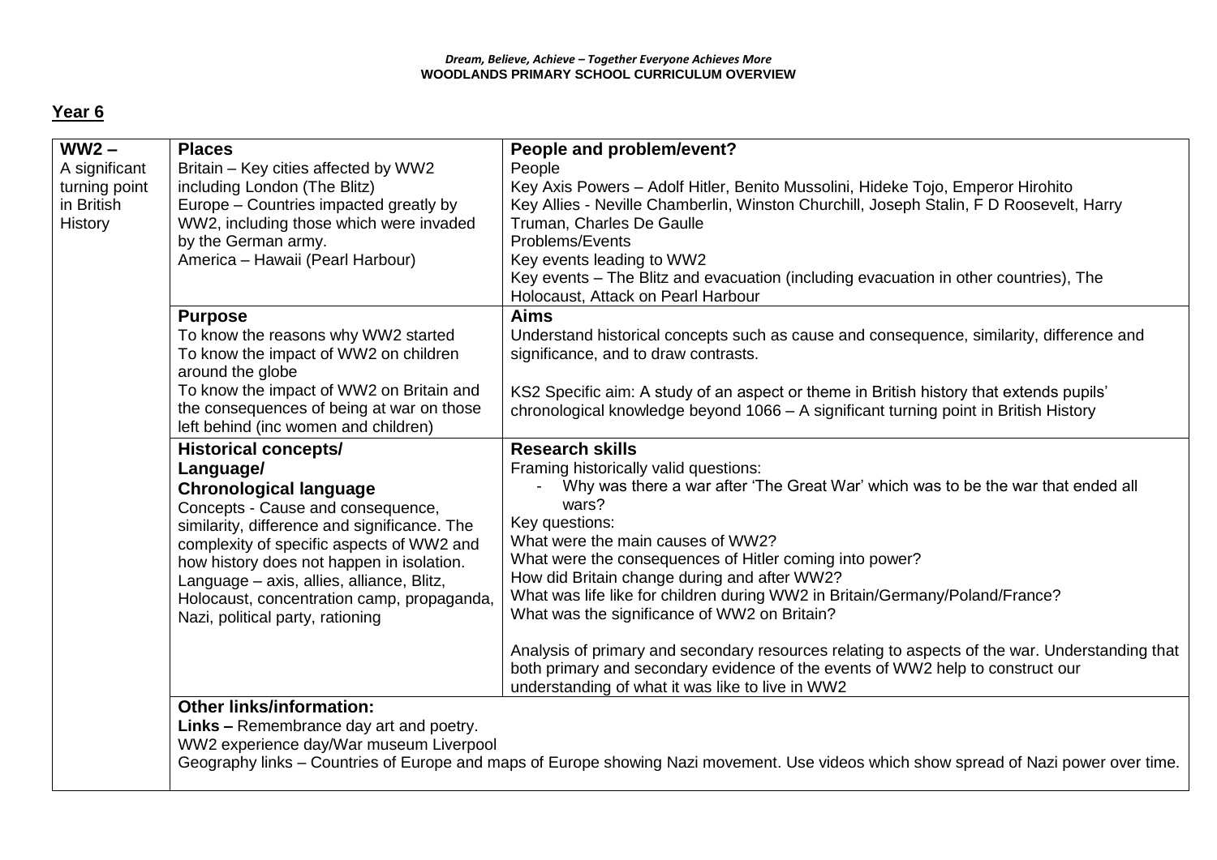***Dream, Believe, Achieve – Together Everyone Achieves More***
**WOODLANDS PRIMARY SCHOOL CURRICULUM OVERVIEW**

## Year 6

| | | |
|---|---|---|
| **WW2 –** A significant turning point in British History | **Places**<br>Britain – Key cities affected by WW2 including London (The Blitz)<br>Europe – Countries impacted greatly by WW2, including those which were invaded by the German army.<br>America – Hawaii (Pearl Harbour) | **People and problem/event?**<br>People<br>Key Axis Powers – Adolf Hitler, Benito Mussolini, Hideke Tojo, Emperor Hirohito<br>Key Allies - Neville Chamberlin, Winston Churchill, Joseph Stalin, F D Roosevelt, Harry Truman, Charles De Gaulle<br>Problems/Events<br>Key events leading to WW2<br>Key events – The Blitz and evacuation (including evacuation in other countries), The Holocaust, Attack on Pearl Harbour |
| | **Purpose**<br>To know the reasons why WW2 started<br>To know the impact of WW2 on children around the globe<br>To know the impact of WW2 on Britain and the consequences of being at war on those left behind (inc women and children) | **Aims**<br>Understand historical concepts such as cause and consequence, similarity, difference and significance, and to draw contrasts.<br><br>KS2 Specific aim: A study of an aspect or theme in British history that extends pupils' chronological knowledge beyond 1066 – A significant turning point in British History |
| | **Historical concepts/ Language/ Chronological language**<br>Concepts - Cause and consequence, similarity, difference and significance. The complexity of specific aspects of WW2 and how history does not happen in isolation.<br>Language – axis, allies, alliance, Blitz, Holocaust, concentration camp, propaganda, Nazi, political party, rationing | **Research skills**<br>Framing historically valid questions:<br>- Why was there a war after 'The Great War' which was to be the war that ended all wars?<br>Key questions:<br>What were the main causes of WW2?<br>What were the consequences of Hitler coming into power?<br>How did Britain change during and after WW2?<br>What was life like for children during WW2 in Britain/Germany/Poland/France?<br>What was the significance of WW2 on Britain?<br><br>Analysis of primary and secondary resources relating to aspects of the war. Understanding that both primary and secondary evidence of the events of WW2 help to construct our understanding of what it was like to live in WW2 |
| | **Other links/information:**<br>**Links –** Remembrance day art and poetry.<br>WW2 experience day/War museum Liverpool<br>Geography links – Countries of Europe and maps of Europe showing Nazi movement. Use videos which show spread of Nazi power over time. | |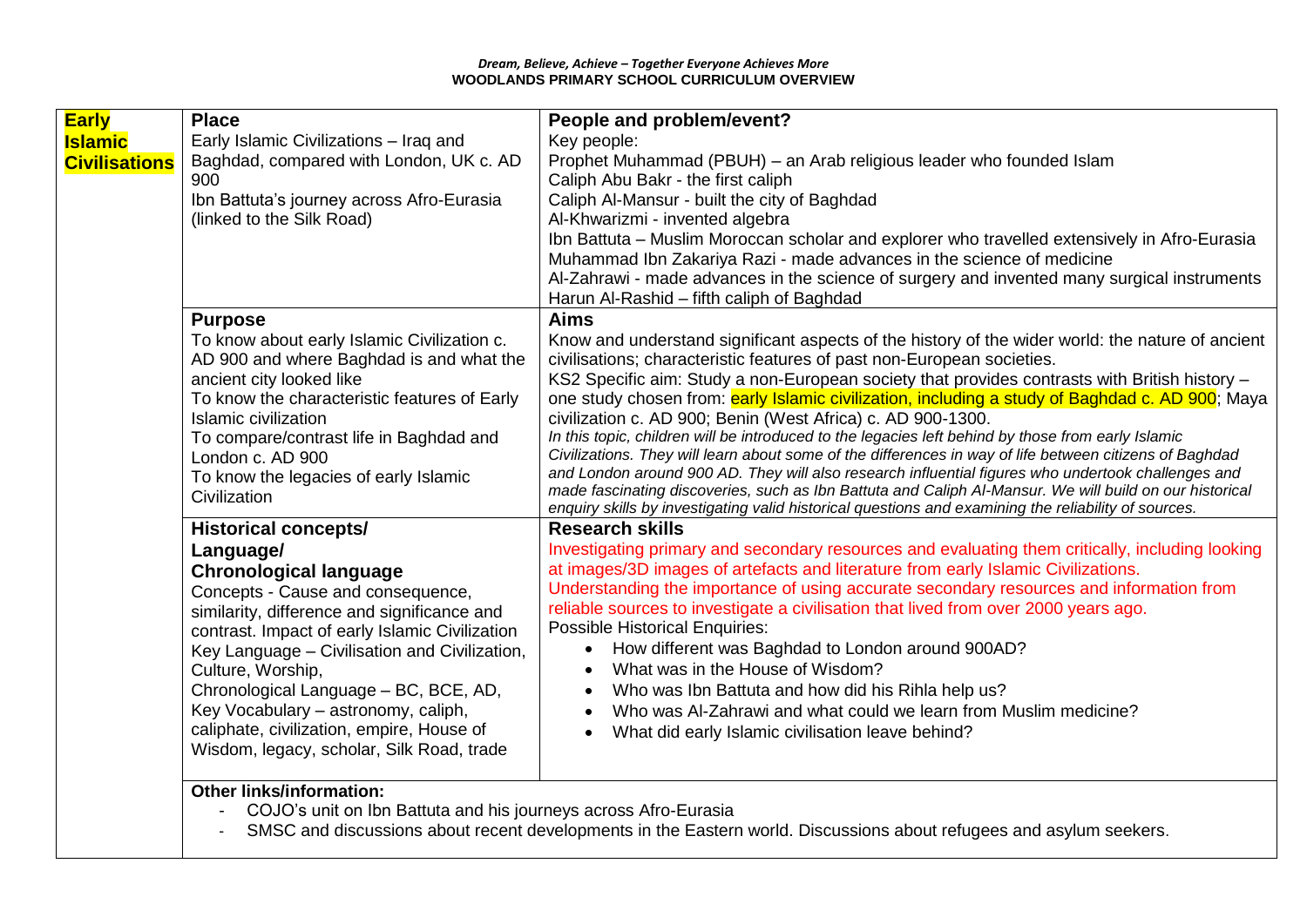*Dream, Believe, Achieve – Together Everyone Achieves More*
**WOODLANDS PRIMARY SCHOOL CURRICULUM OVERVIEW**

| | | |
|---|---|---|
| **Early Islamic Civilisations** | **Place**<br>Early Islamic Civilizations – Iraq and Baghdad, compared with London, UK c. AD 900<br>Ibn Battuta's journey across Afro-Eurasia (linked to the Silk Road) | **People and problem/event?**<br>Key people:<br>Prophet Muhammad (PBUH) – an Arab religious leader who founded Islam<br>Caliph Abu Bakr - the first caliph<br>Caliph Al-Mansur - built the city of Baghdad<br>Al-Khwarizmi - invented algebra<br>Ibn Battuta – Muslim Moroccan scholar and explorer who travelled extensively in Afro-Eurasia<br>Muhammad Ibn Zakariya Razi - made advances in the science of medicine<br>Al-Zahrawi - made advances in the science of surgery and invented many surgical instruments<br>Harun Al-Rashid – fifth caliph of Baghdad |
| | **Purpose**<br>To know about early Islamic Civilization c. AD 900 and where Baghdad is and what the ancient city looked like<br>To know the characteristic features of Early Islamic civilization<br>To compare/contrast life in Baghdad and London c. AD 900<br>To know the legacies of early Islamic Civilization | **Aims**<br>Know and understand significant aspects of the history of the wider world: the nature of ancient civilisations; characteristic features of past non-European societies.<br>KS2 Specific aim: Study a non-European society that provides contrasts with British history – one study chosen from: early Islamic civilization, including a study of Baghdad c. AD 900; Maya civilization c. AD 900; Benin (West Africa) c. AD 900-1300.<br>*In this topic, children will be introduced to the legacies left behind by those from early Islamic Civilizations. They will learn about some of the differences in way of life between citizens of Baghdad and London around 900 AD. They will also research influential figures who undertook challenges and made fascinating discoveries, such as Ibn Battuta and Caliph Al-Mansur. We will build on our historical enquiry skills by investigating valid historical questions and examining the reliability of sources.* |
| | **Historical concepts/ Language/ Chronological language**<br>Concepts - Cause and consequence, similarity, difference and significance and contrast. Impact of early Islamic Civilization<br>Key Language – Civilisation and Civilization, Culture, Worship,<br>Chronological Language – BC, BCE, AD,<br>Key Vocabulary – astronomy, caliph, caliphate, civilization, empire, House of Wisdom, legacy, scholar, Silk Road, trade | **Research skills**<br>Investigating primary and secondary resources and evaluating them critically, including looking at images/3D images of artefacts and literature from early Islamic Civilizations.<br>Understanding the importance of using accurate secondary resources and information from reliable sources to investigate a civilisation that lived from over 2000 years ago.<br>Possible Historical Enquiries:<br>• How different was Baghdad to London around 900AD?<br>• What was in the House of Wisdom?<br>• Who was Ibn Battuta and how did his Rihla help us?<br>• Who was Al-Zahrawi and what could we learn from Muslim medicine?<br>• What did early Islamic civilisation leave behind? |
| | **Other links/information:**<br>- COJO's unit on Ibn Battuta and his journeys across Afro-Eurasia<br>- SMSC and discussions about recent developments in the Eastern world. Discussions about refugees and asylum seekers. | |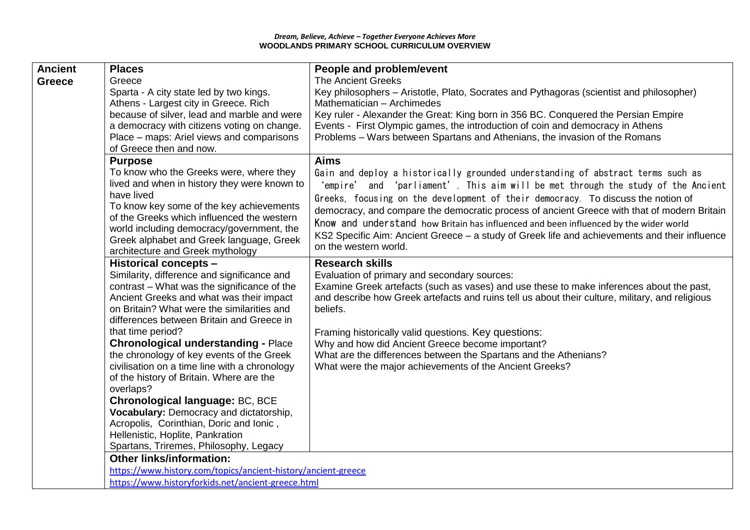| | | |
|---|---|---|
| **Ancient Greece** | **Places**<br>Greece<br>Sparta - A city state led by two kings.<br>Athens - Largest city in Greece. Rich because of silver, lead and marble and were a democracy with citizens voting on change.<br>Place – maps: Ariel views and comparisons of Greece then and now. | **People and problem/event**<br>The Ancient Greeks<br>Key philosophers – Aristotle, Plato, Socrates and Pythagoras (scientist and philosopher)<br>Mathematician – Archimedes<br>Key ruler - Alexander the Great: King born in 356 BC. Conquered the Persian Empire<br>Events - First Olympic games, the introduction of coin and democracy in Athens<br>Problems – Wars between Spartans and Athenians, the invasion of the Romans |
| | **Purpose**<br>To know who the Greeks were, where they lived and when in history they were known to have lived<br>To know key some of the key achievements of the Greeks which influenced the western world including democracy/government, the Greek alphabet and Greek language, Greek architecture and Greek mythology | **Aims**<br>Gain and deploy a historically grounded understanding of abstract terms such as 'empire' and 'parliament'. This aim will be met through the study of the Ancient Greeks, focusing on the development of their democracy. To discuss the notion of democracy, and compare the democratic process of ancient Greece with that of modern Britain<br>Know and understand how Britain has influenced and been influenced by the wider world<br>KS2 Specific Aim: Ancient Greece – a study of Greek life and achievements and their influence on the western world. |
| | **Historical concepts –**<br>Similarity, difference and significance and contrast – What was the significance of the Ancient Greeks and what was their impact on Britain? What were the similarities and differences between Britain and Greece in that time period?<br>**Chronological understanding -** Place the chronology of key events of the Greek civilisation on a time line with a chronology of the history of Britain. Where are the overlaps?<br>**Chronological language:** BC, BCE<br>**Vocabulary:** Democracy and dictatorship, Acropolis, Corinthian, Doric and Ionic , Hellenistic, Hoplite, Pankration<br>Spartans, Triremes, Philosophy, Legacy | **Research skills**<br>Evaluation of primary and secondary sources:<br>Examine Greek artefacts (such as vases) and use these to make inferences about the past, and describe how Greek artefacts and ruins tell us about their culture, military, and religious beliefs.<br><br>Framing historically valid questions. Key questions:<br>Why and how did Ancient Greece become important?<br>What are the differences between the Spartans and the Athenians?<br>What were the major achievements of the Ancient Greeks? |
| | **Other links/information:**<br>https://www.history.com/topics/ancient-history/ancient-greece<br>https://www.historyforkids.net/ancient-greece.html | |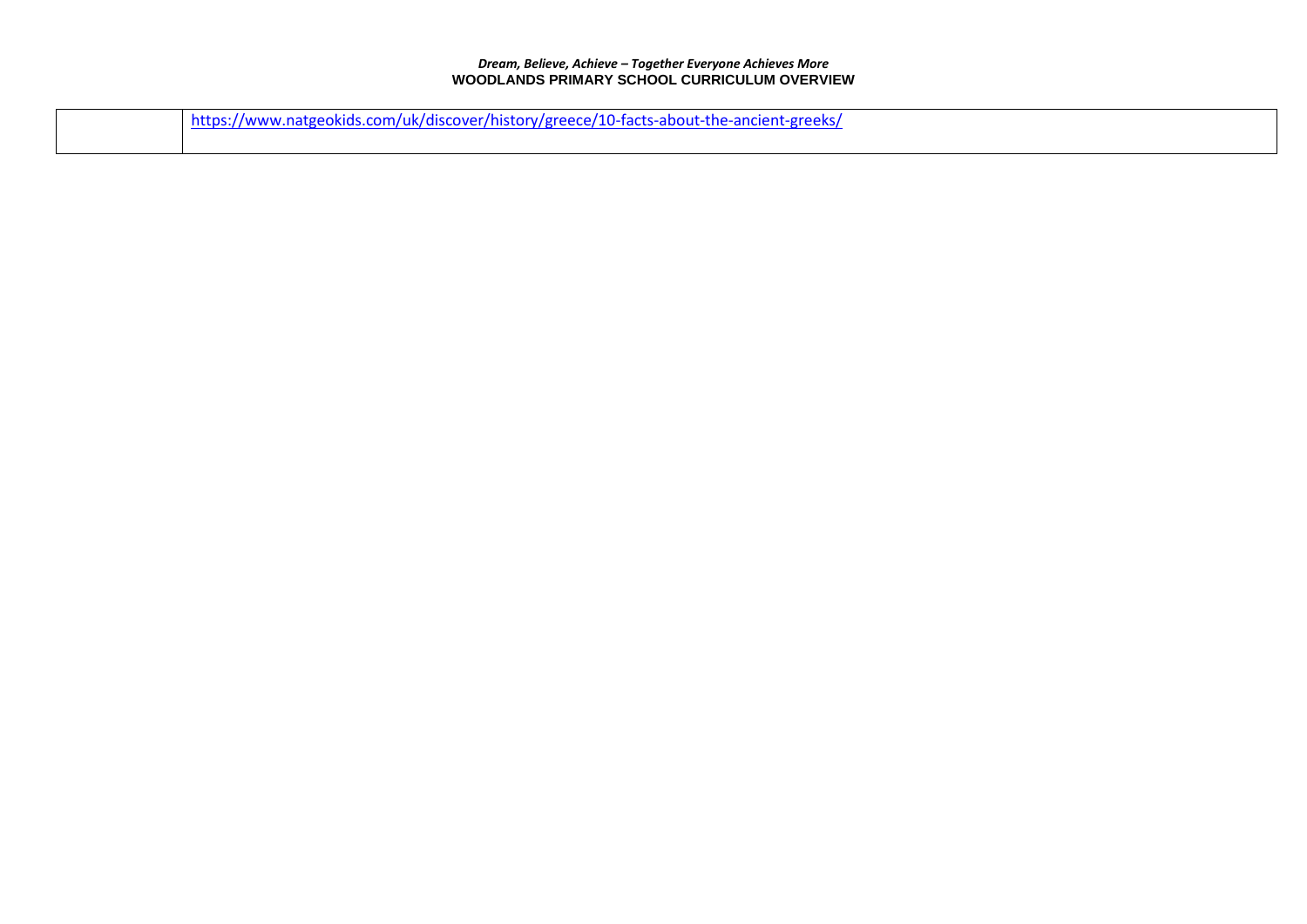| | |
|---|---|
| | https://www.natgeokids.com/uk/discover/history/greece/10-facts-about-the-ancient-greeks/ |